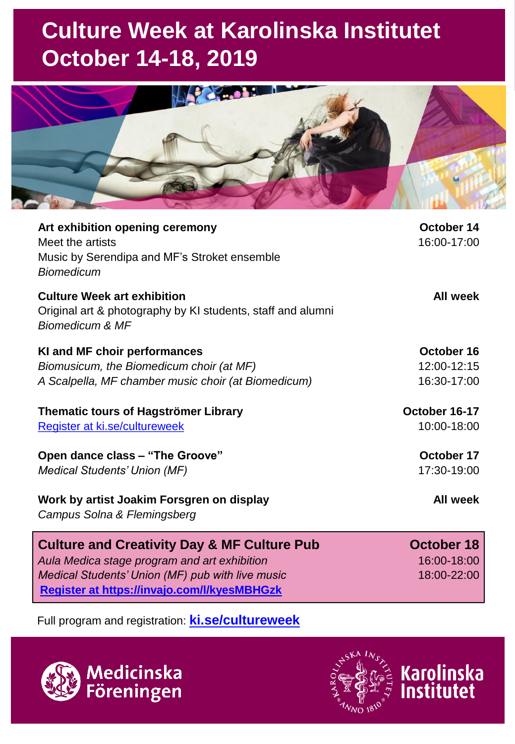# Culture Week at Karolinska Institutet October 14-18, 2019

**Art exhibition opening ceremony** — **October 14**
Meet the artists — 16:00-17:00
Music by Serendipa and MF's Stroket ensemble
*Biomedicum*

**Culture Week art exhibition** — **All week**
Original art & photography by KI students, staff and alumni
*Biomedicum & MF*

**KI and MF choir performances** — **October 16**
*Biomusicum, the Biomedicum choir (at MF)* — 12:00-12:15
*A Scalpella, MF chamber music choir (at Biomedicum)* — 16:30-17:00

**Thematic tours of Hagströmer Library** — **October 16-17**
Register at ki.se/cultureweek — 10:00-18:00

**Open dance class – "The Groove"** — **October 17**
*Medical Students' Union (MF)* — 17:30-19:00

**Work by artist Joakim Forsgren on display** — **All week**
*Campus Solna & Flemingsberg*

**Culture and Creativity Day & MF Culture Pub** — **October 18**
*Aula Medica stage program and art exhibition* — 16:00-18:00
*Medical Students' Union (MF) pub with live music* — 18:00-22:00
**Register at https://invajo.com/l/kyesMBHGzk**

Full program and registration: **ki.se/cultureweek**

Medicinska Föreningen

Karolinska Institutet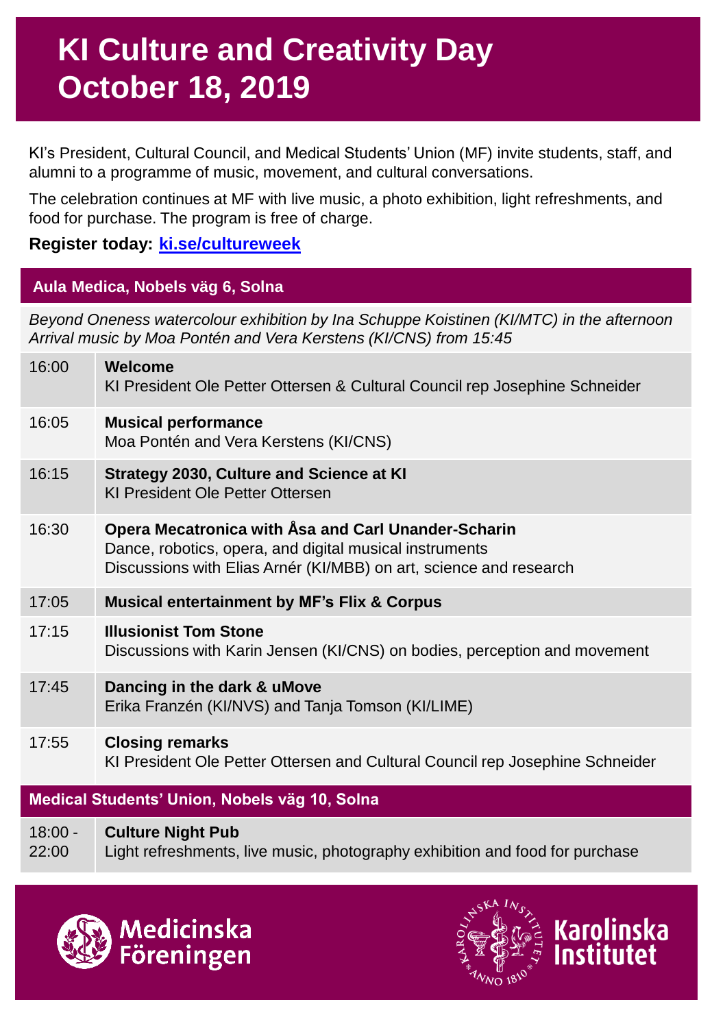# KI Culture and Creativity Day
# October 18, 2019

KI's President, Cultural Council, and Medical Students' Union (MF) invite students, staff, and alumni to a programme of music, movement, and cultural conversations.

The celebration continues at MF with live music, a photo exhibition, light refreshments, and food for purchase. The program is free of charge.

**Register today: [ki.se/cultureweek](ki.se/cultureweek)**

## Aula Medica, Nobels väg 6, Solna

*Beyond Oneness watercolour exhibition by Ina Schuppe Koistinen (KI/MTC) in the afternoon*
*Arrival music by Moa Pontén and Vera Kerstens (KI/CNS) from 15:45*

| | |
|---|---|
| 16:00 | **Welcome**<br>KI President Ole Petter Ottersen & Cultural Council rep Josephine Schneider |
| 16:05 | **Musical performance**<br>Moa Pontén and Vera Kerstens (KI/CNS) |
| 16:15 | **Strategy 2030, Culture and Science at KI**<br>KI President Ole Petter Ottersen |
| 16:30 | **Opera Mecatronica with Åsa and Carl Unander-Scharin**<br>Dance, robotics, opera, and digital musical instruments<br>Discussions with Elias Arnér (KI/MBB) on art, science and research |
| 17:05 | **Musical entertainment by MF's Flix & Corpus** |
| 17:15 | **Illusionist Tom Stone**<br>Discussions with Karin Jensen (KI/CNS) on bodies, perception and movement |
| 17:45 | **Dancing in the dark & uMove**<br>Erika Franzén (KI/NVS) and Tanja Tomson (KI/LIME) |
| 17:55 | **Closing remarks**<br>KI President Ole Petter Ottersen and Cultural Council rep Josephine Schneider |

## Medical Students' Union, Nobels väg 10, Solna

| | |
|---|---|
| 18:00 - 22:00 | **Culture Night Pub**<br>Light refreshments, live music, photography exhibition and food for purchase |

Medicinska Föreningen

Karolinska Institutet